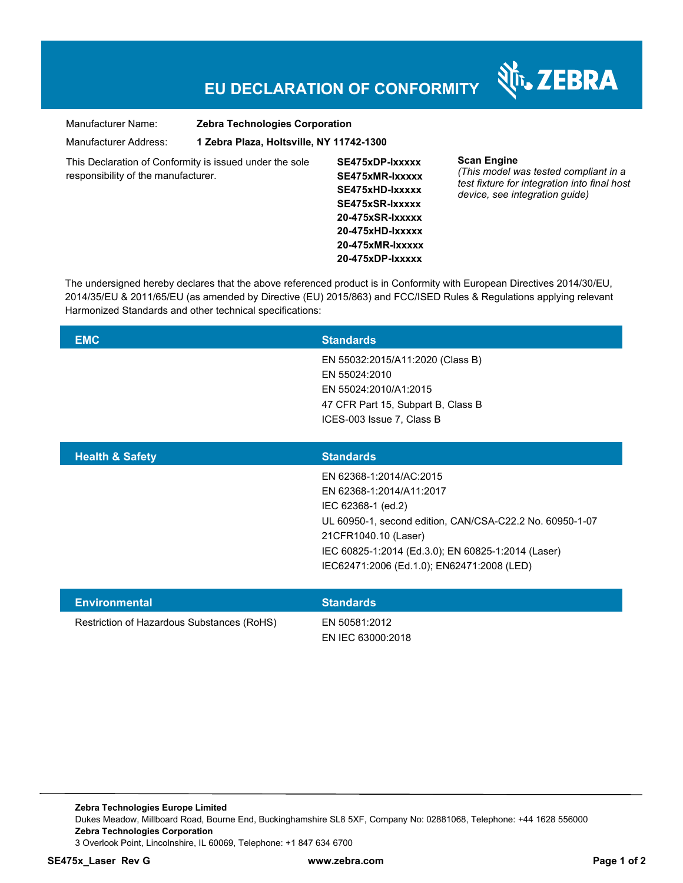# EU DECLARATION OF CONFORMITY

ZEBRA

Manufacturer Name: **Zebra Technologies Corporation**

Manufacturer Address: **1 Zebra Plaza, Holtsville, NY 11742-1300**

This Declaration of Conformity is issued under the sole responsibility of the manufacturer.

**SE475xDP-Ixxxxx**
**SE475xMR-Ixxxxx**
**SE475xHD-Ixxxxx**
**SE475xSR-Ixxxxx**
**20-475xSR-Ixxxxx**
**20-475xHD-Ixxxxx**
**20-475xMR-Ixxxxx**
**20-475xDP-Ixxxxx**

**Scan Engine**
*(This model was tested compliant in a test fixture for integration into final host device, see integration guide)*

The undersigned hereby declares that the above referenced product is in Conformity with European Directives 2014/30/EU, 2014/35/EU & 2011/65/EU (as amended by Directive (EU) 2015/863) and FCC/ISED Rules & Regulations applying relevant Harmonized Standards and other technical specifications:

| EMC | Standards |
|---|---|
| | EN 55032:2015/A11:2020 (Class B) |
| | EN 55024:2010 |
| | EN 55024:2010/A1:2015 |
| | 47 CFR Part 15, Subpart B, Class B |
| | ICES-003 Issue 7, Class B |

| Health & Safety | Standards |
|---|---|
| | EN 62368-1:2014/AC:2015 |
| | EN 62368-1:2014/A11:2017 |
| | IEC 62368-1 (ed.2) |
| | UL 60950-1, second edition, CAN/CSA-C22.2 No. 60950-1-07 |
| | 21CFR1040.10 (Laser) |
| | IEC 60825-1:2014 (Ed.3.0); EN 60825-1:2014 (Laser) |
| | IEC62471:2006 (Ed.1.0); EN62471:2008 (LED) |

| Environmental | Standards |
|---|---|
| Restriction of Hazardous Substances (RoHS) | EN 50581:2012 |
| | EN IEC 63000:2018 |

**Zebra Technologies Europe Limited**
Dukes Meadow, Millboard Road, Bourne End, Buckinghamshire SL8 5XF, Company No: 02881068, Telephone: +44 1628 556000
**Zebra Technologies Corporation**
3 Overlook Point, Lincolnshire, IL 60069, Telephone: +1 847 634 6700

**SE475x_Laser Rev G** **www.zebra.com**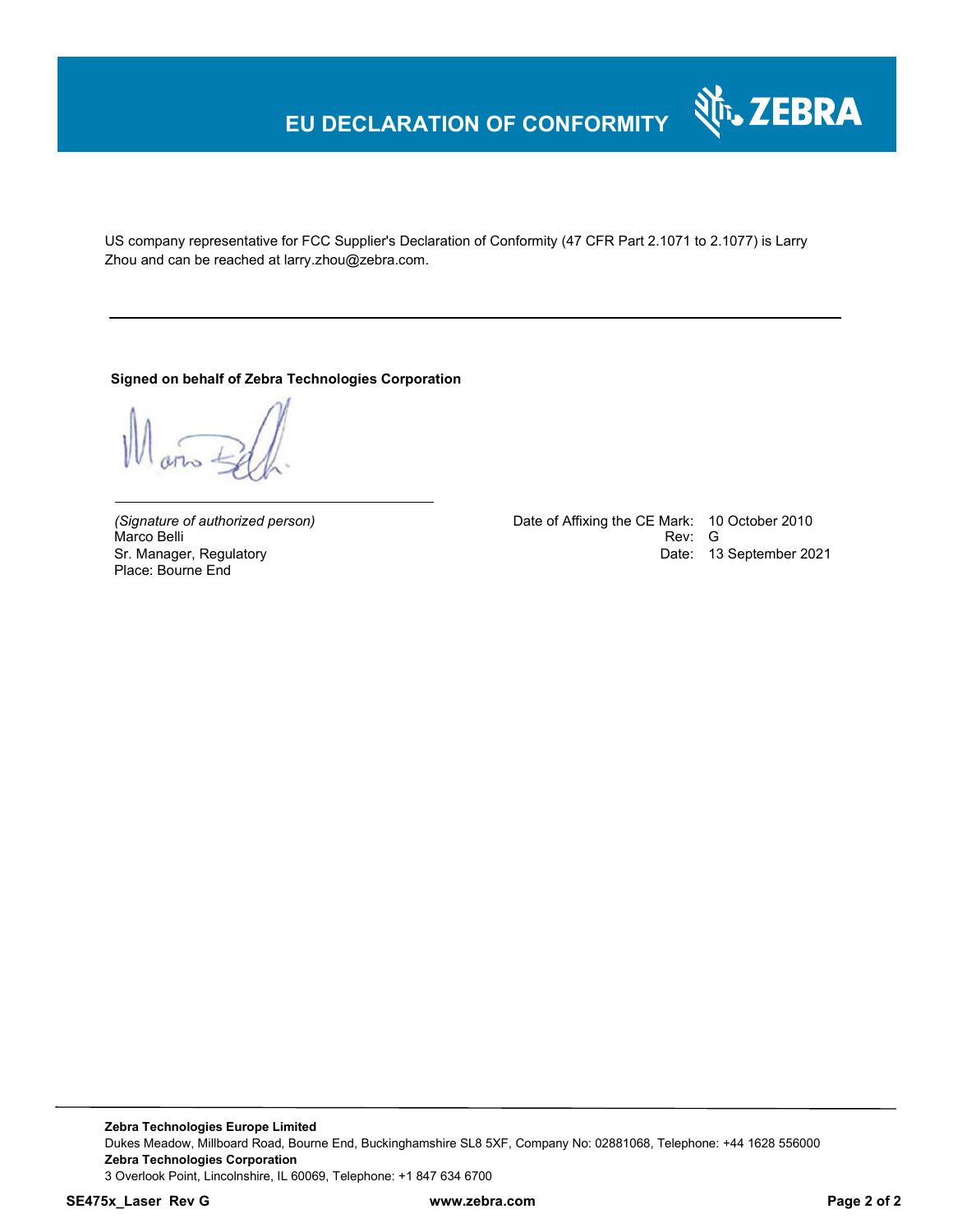# EU DECLARATION OF CONFORMITY

US company representative for FCC Supplier's Declaration of Conformity (47 CFR Part 2.1071 to 2.1077) is Larry Zhou and can be reached at larry.zhou@zebra.com.

---

**Signed on behalf of Zebra Technologies Corporation**

*(Signature of authorized person)*
Marco Belli
Sr. Manager, Regulatory
Place: Bourne End

Date of Affixing the CE Mark: 10 October 2010
Rev: G
Date: 13 September 2021

---

**Zebra Technologies Europe Limited**
Dukes Meadow, Millboard Road, Bourne End, Buckinghamshire SL8 5XF, Company No: 02881068, Telephone: +44 1628 556000
**Zebra Technologies Corporation**
3 Overlook Point, Lincolnshire, IL 60069, Telephone: +1 847 634 6700

**SE475x_Laser Rev G** **www.zebra.com**